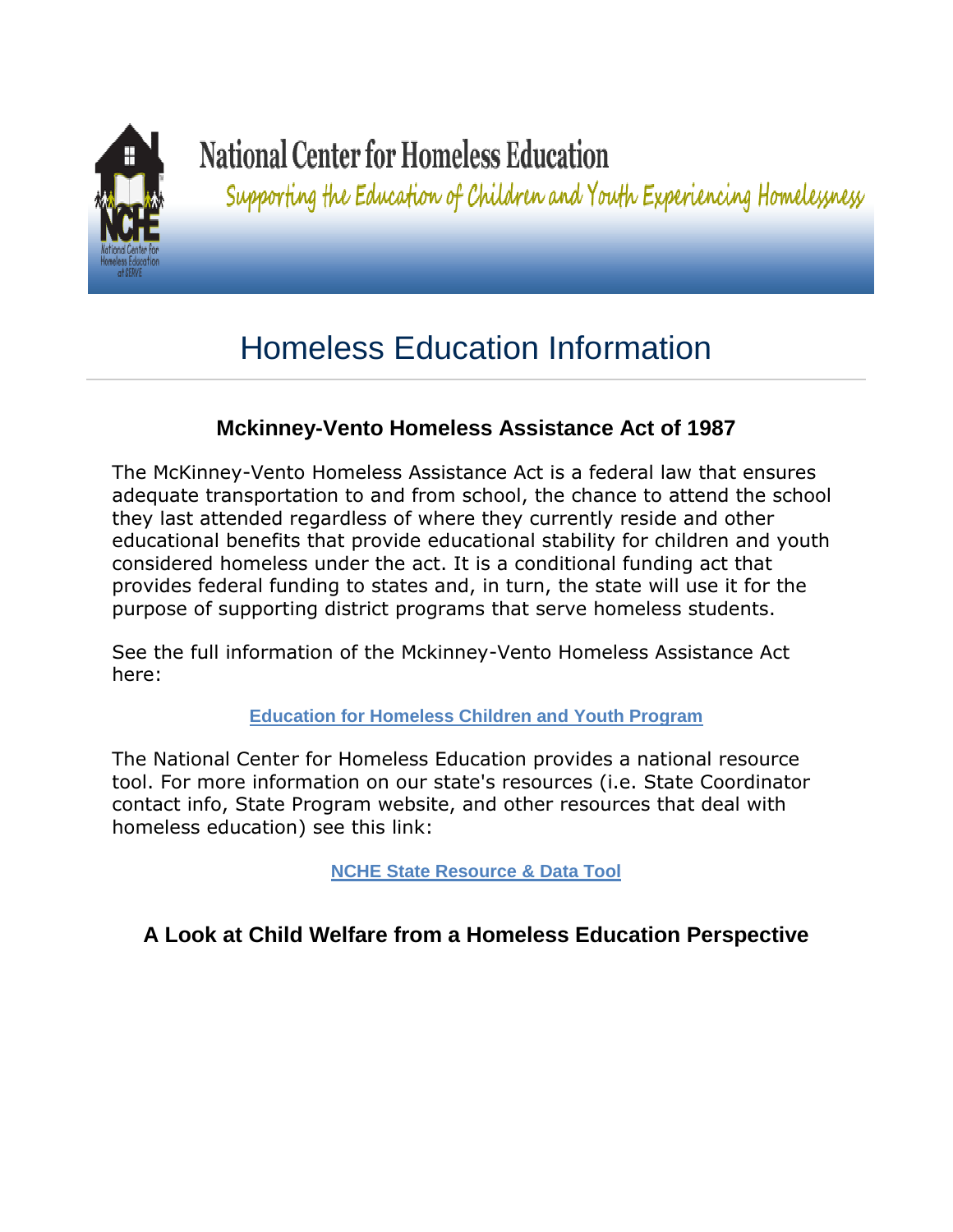National Center for Homeless Education

Supporting the Education of Children and Youth Experiencing Homelessness

# Homeless Education Information

## Mckinney-Vento Homeless Assistance Act of 1987

The McKinney-Vento Homeless Assistance Act is a federal law that ensures adequate transportation to and from school, the chance to attend the school they last attended regardless of where they currently reside and other educational benefits that provide educational stability for children and youth considered homeless under the act. It is a conditional funding act that provides federal funding to states and, in turn, the state will use it for the purpose of supporting district programs that serve homeless students.

See the full information of the Mckinney-Vento Homeless Assistance Act here:

**Education for Homeless Children and Youth Program**

The National Center for Homeless Education provides a national resource tool. For more information on our state's resources (i.e. State Coordinator contact info, State Program website, and other resources that deal with homeless education) see this link:

**NCHE State Resource & Data Tool**

## A Look at Child Welfare from a Homeless Education Perspective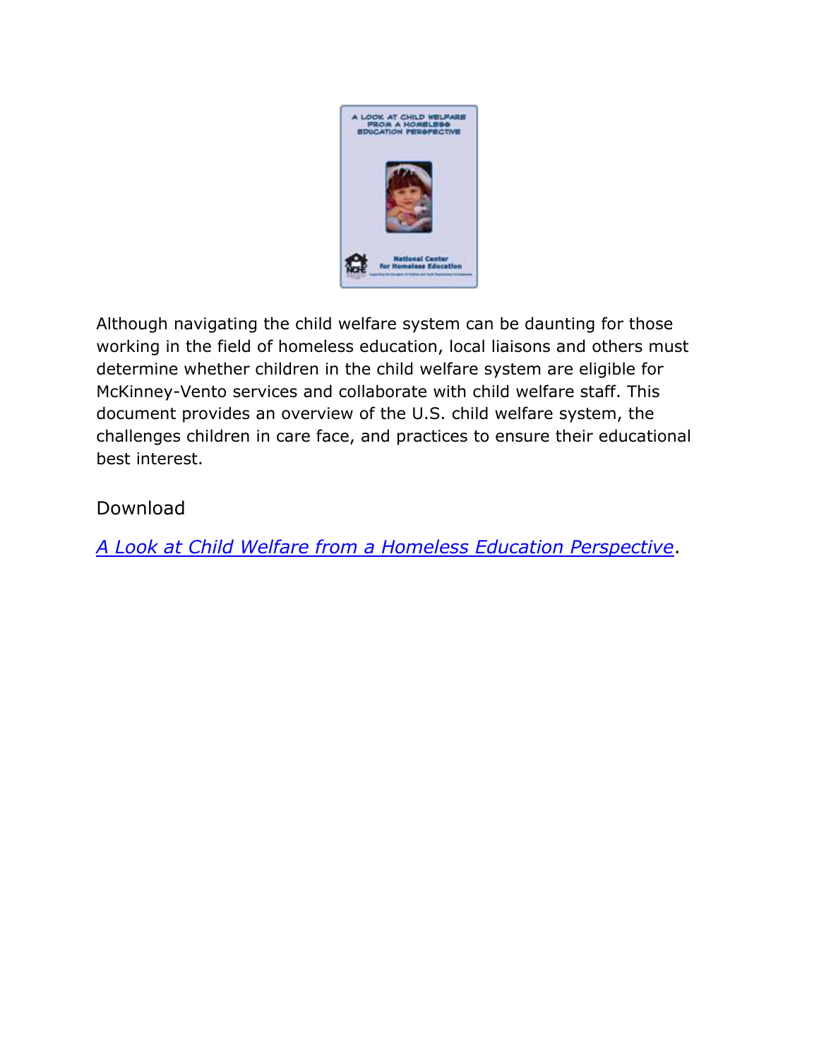Although navigating the child welfare system can be daunting for those working in the field of homeless education, local liaisons and others must determine whether children in the child welfare system are eligible for McKinney-Vento services and collaborate with child welfare staff. This document provides an overview of the U.S. child welfare system, the challenges children in care face, and practices to ensure their educational best interest.

Download

*A Look at Child Welfare from a Homeless Education Perspective*.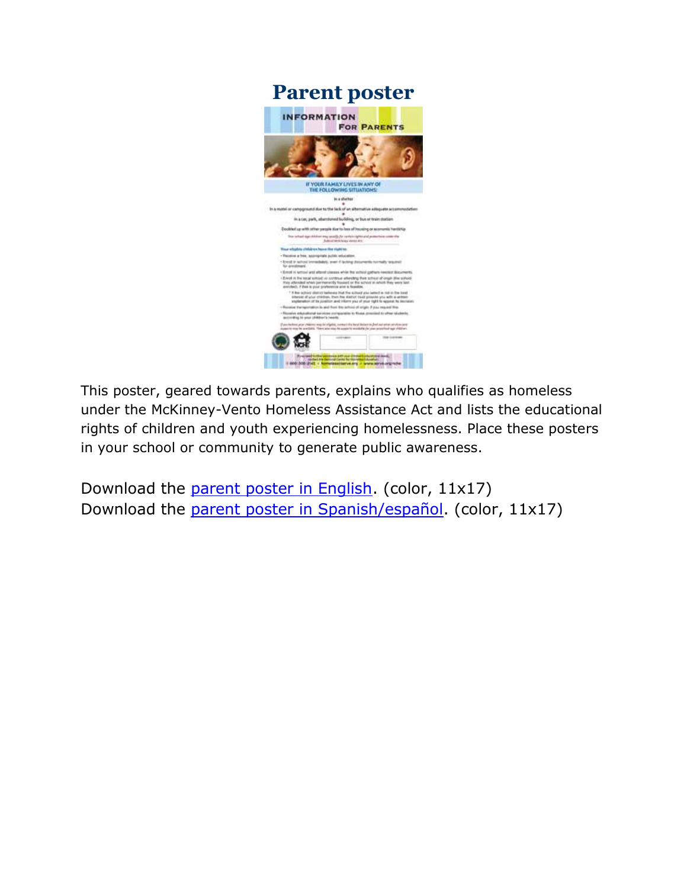## Parent poster

This poster, geared towards parents, explains who qualifies as homeless under the McKinney-Vento Homeless Assistance Act and lists the educational rights of children and youth experiencing homelessness. Place these posters in your school or community to generate public awareness.

Download the [parent poster in English](). (color, 11x17)
Download the [parent poster in Spanish/español](). (color, 11x17)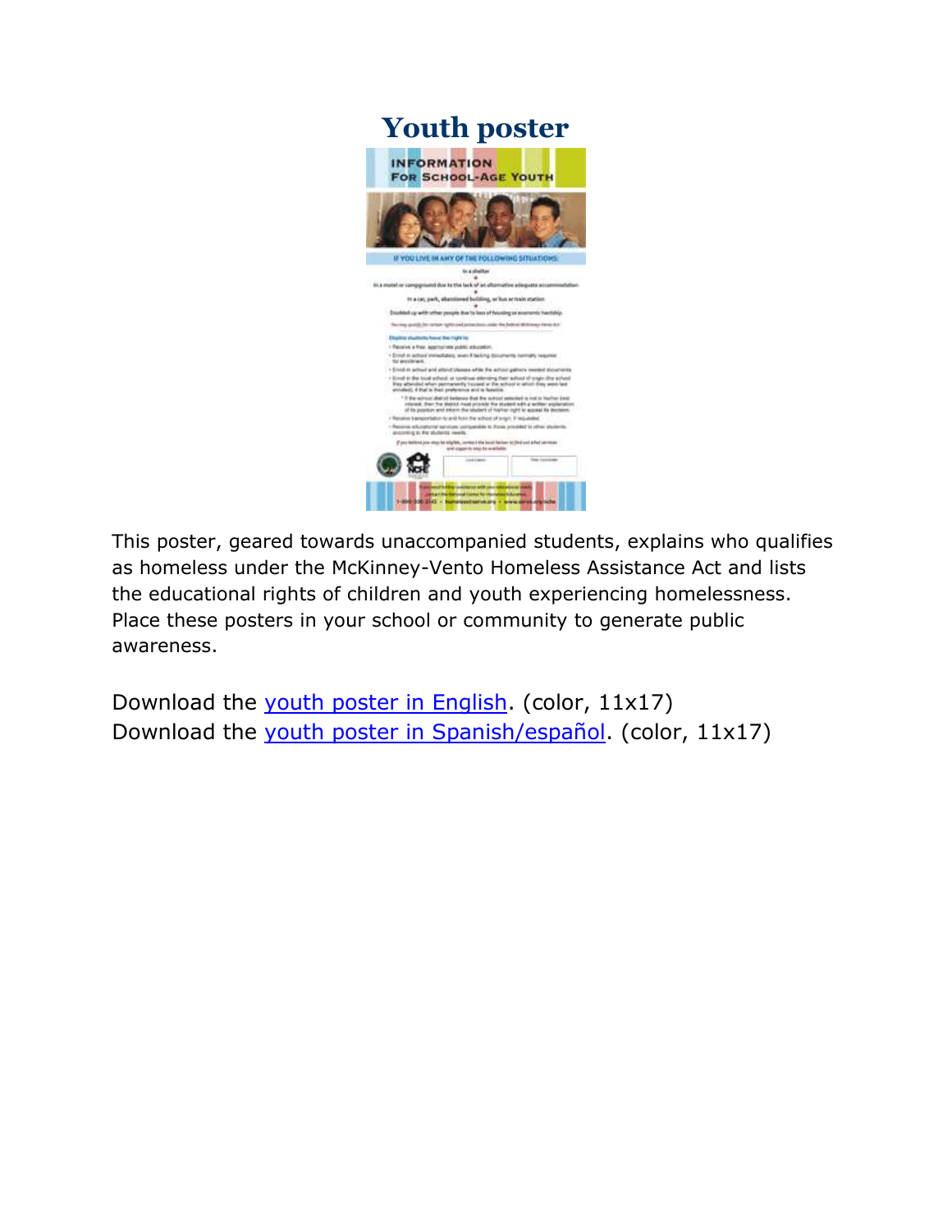# Youth poster

This poster, geared towards unaccompanied students, explains who qualifies as homeless under the McKinney-Vento Homeless Assistance Act and lists the educational rights of children and youth experiencing homelessness. Place these posters in your school or community to generate public awareness.

Download the youth poster in English. (color, 11x17)
Download the youth poster in Spanish/español. (color, 11x17)